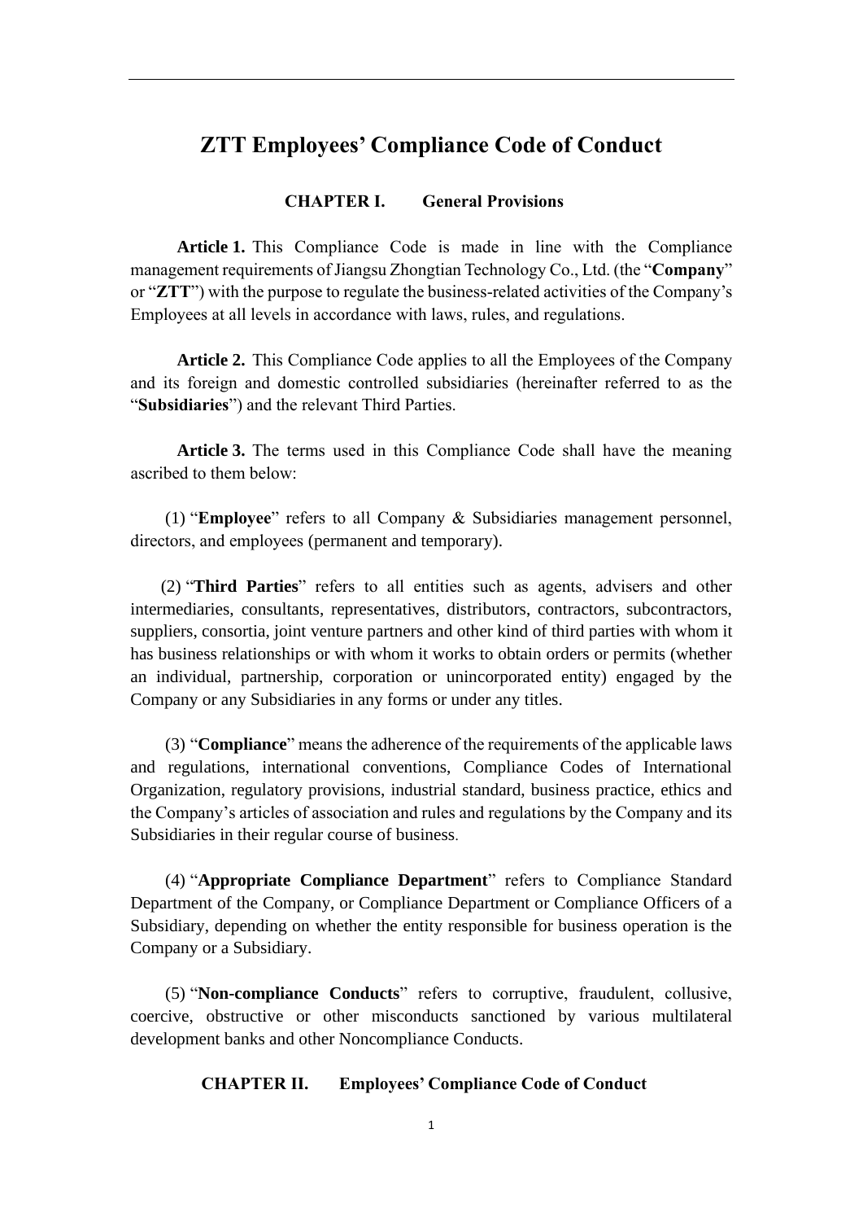# ZTT Employees' Compliance Code of Conduct

## CHAPTER I. General Provisions

**Article 1.** This Compliance Code is made in line with the Compliance management requirements of Jiangsu Zhongtian Technology Co., Ltd. (the "**Company**" or "**ZTT**") with the purpose to regulate the business-related activities of the Company's Employees at all levels in accordance with laws, rules, and regulations.

**Article 2.** This Compliance Code applies to all the Employees of the Company and its foreign and domestic controlled subsidiaries (hereinafter referred to as the "**Subsidiaries**") and the relevant Third Parties.

**Article 3.** The terms used in this Compliance Code shall have the meaning ascribed to them below:

(1) "**Employee**" refers to all Company & Subsidiaries management personnel, directors, and employees (permanent and temporary).

(2) "**Third Parties**" refers to all entities such as agents, advisers and other intermediaries, consultants, representatives, distributors, contractors, subcontractors, suppliers, consortia, joint venture partners and other kind of third parties with whom it has business relationships or with whom it works to obtain orders or permits (whether an individual, partnership, corporation or unincorporated entity) engaged by the Company or any Subsidiaries in any forms or under any titles.

(3) "**Compliance**" means the adherence of the requirements of the applicable laws and regulations, international conventions, Compliance Codes of International Organization, regulatory provisions, industrial standard, business practice, ethics and the Company's articles of association and rules and regulations by the Company and its Subsidiaries in their regular course of business.

(4) "**Appropriate Compliance Department**" refers to Compliance Standard Department of the Company, or Compliance Department or Compliance Officers of a Subsidiary, depending on whether the entity responsible for business operation is the Company or a Subsidiary.

(5) "**Non-compliance Conducts**" refers to corruptive, fraudulent, collusive, coercive, obstructive or other misconducts sanctioned by various multilateral development banks and other Noncompliance Conducts.

## CHAPTER II. Employees' Compliance Code of Conduct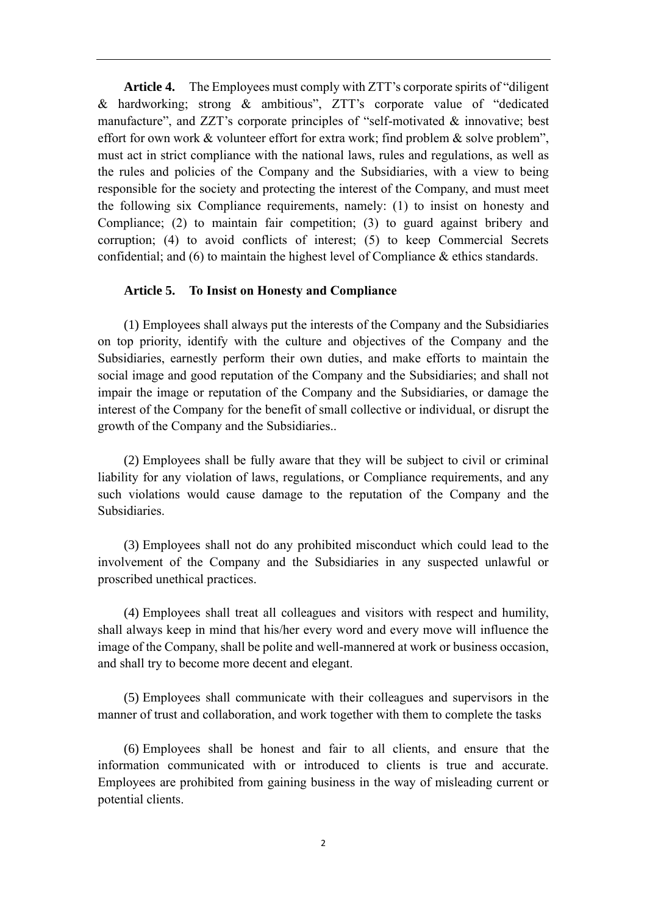**Article 4.** The Employees must comply with ZTT's corporate spirits of "diligent & hardworking; strong & ambitious", ZTT's corporate value of "dedicated manufacture", and ZZT's corporate principles of "self-motivated & innovative; best effort for own work & volunteer effort for extra work; find problem & solve problem", must act in strict compliance with the national laws, rules and regulations, as well as the rules and policies of the Company and the Subsidiaries, with a view to being responsible for the society and protecting the interest of the Company, and must meet the following six Compliance requirements, namely: (1) to insist on honesty and Compliance; (2) to maintain fair competition; (3) to guard against bribery and corruption; (4) to avoid conflicts of interest; (5) to keep Commercial Secrets confidential; and (6) to maintain the highest level of Compliance & ethics standards.

**Article 5. To Insist on Honesty and Compliance**

(1) Employees shall always put the interests of the Company and the Subsidiaries on top priority, identify with the culture and objectives of the Company and the Subsidiaries, earnestly perform their own duties, and make efforts to maintain the social image and good reputation of the Company and the Subsidiaries; and shall not impair the image or reputation of the Company and the Subsidiaries, or damage the interest of the Company for the benefit of small collective or individual, or disrupt the growth of the Company and the Subsidiaries..

(2) Employees shall be fully aware that they will be subject to civil or criminal liability for any violation of laws, regulations, or Compliance requirements, and any such violations would cause damage to the reputation of the Company and the Subsidiaries.

(3) Employees shall not do any prohibited misconduct which could lead to the involvement of the Company and the Subsidiaries in any suspected unlawful or proscribed unethical practices.

(4) Employees shall treat all colleagues and visitors with respect and humility, shall always keep in mind that his/her every word and every move will influence the image of the Company, shall be polite and well-mannered at work or business occasion, and shall try to become more decent and elegant.

(5) Employees shall communicate with their colleagues and supervisors in the manner of trust and collaboration, and work together with them to complete the tasks

(6) Employees shall be honest and fair to all clients, and ensure that the information communicated with or introduced to clients is true and accurate. Employees are prohibited from gaining business in the way of misleading current or potential clients.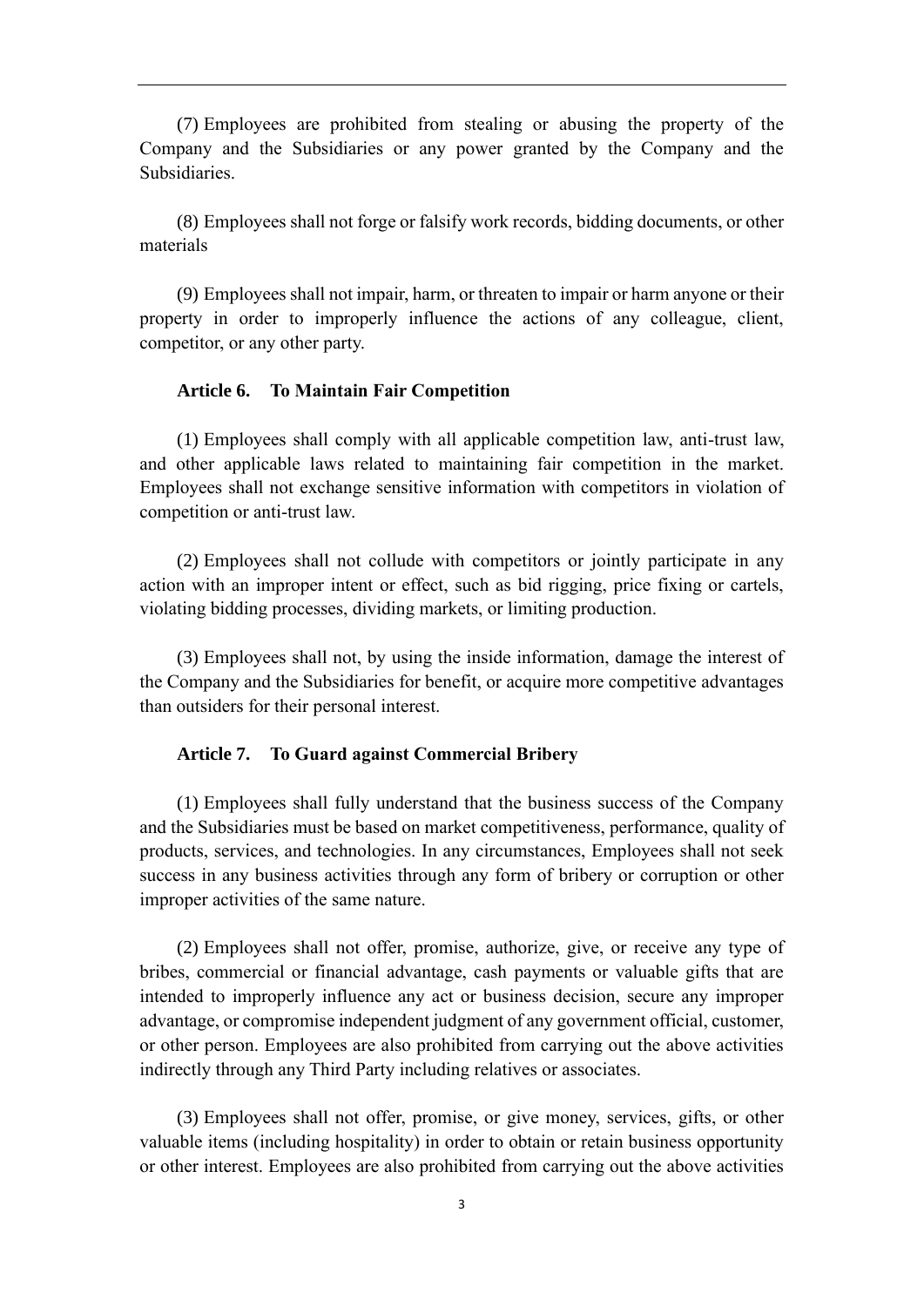(7) Employees are prohibited from stealing or abusing the property of the Company and the Subsidiaries or any power granted by the Company and the Subsidiaries.

(8) Employees shall not forge or falsify work records, bidding documents, or other materials

(9) Employees shall not impair, harm, or threaten to impair or harm anyone or their property in order to improperly influence the actions of any colleague, client, competitor, or any other party.

**Article 6. To Maintain Fair Competition**

(1) Employees shall comply with all applicable competition law, anti-trust law, and other applicable laws related to maintaining fair competition in the market. Employees shall not exchange sensitive information with competitors in violation of competition or anti-trust law.

(2) Employees shall not collude with competitors or jointly participate in any action with an improper intent or effect, such as bid rigging, price fixing or cartels, violating bidding processes, dividing markets, or limiting production.

(3) Employees shall not, by using the inside information, damage the interest of the Company and the Subsidiaries for benefit, or acquire more competitive advantages than outsiders for their personal interest.

**Article 7. To Guard against Commercial Bribery**

(1) Employees shall fully understand that the business success of the Company and the Subsidiaries must be based on market competitiveness, performance, quality of products, services, and technologies. In any circumstances, Employees shall not seek success in any business activities through any form of bribery or corruption or other improper activities of the same nature.

(2) Employees shall not offer, promise, authorize, give, or receive any type of bribes, commercial or financial advantage, cash payments or valuable gifts that are intended to improperly influence any act or business decision, secure any improper advantage, or compromise independent judgment of any government official, customer, or other person. Employees are also prohibited from carrying out the above activities indirectly through any Third Party including relatives or associates.

(3) Employees shall not offer, promise, or give money, services, gifts, or other valuable items (including hospitality) in order to obtain or retain business opportunity or other interest. Employees are also prohibited from carrying out the above activities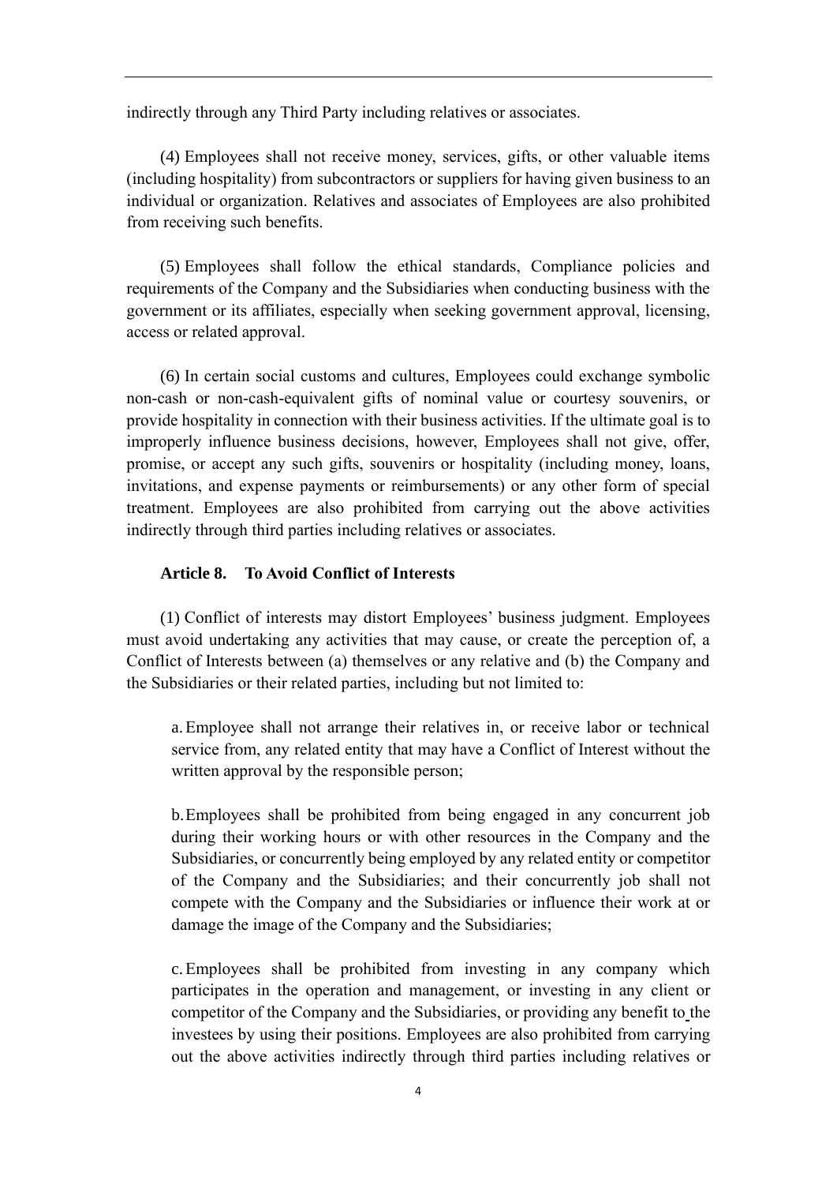indirectly through any Third Party including relatives or associates.

(4) Employees shall not receive money, services, gifts, or other valuable items (including hospitality) from subcontractors or suppliers for having given business to an individual or organization. Relatives and associates of Employees are also prohibited from receiving such benefits.

(5) Employees shall follow the ethical standards, Compliance policies and requirements of the Company and the Subsidiaries when conducting business with the government or its affiliates, especially when seeking government approval, licensing, access or related approval.

(6) In certain social customs and cultures, Employees could exchange symbolic non-cash or non-cash-equivalent gifts of nominal value or courtesy souvenirs, or provide hospitality in connection with their business activities. If the ultimate goal is to improperly influence business decisions, however, Employees shall not give, offer, promise, or accept any such gifts, souvenirs or hospitality (including money, loans, invitations, and expense payments or reimbursements) or any other form of special treatment. Employees are also prohibited from carrying out the above activities indirectly through third parties including relatives or associates.

**Article 8. To Avoid Conflict of Interests**

(1) Conflict of interests may distort Employees' business judgment. Employees must avoid undertaking any activities that may cause, or create the perception of, a Conflict of Interests between (a) themselves or any relative and (b) the Company and the Subsidiaries or their related parties, including but not limited to:

a. Employee shall not arrange their relatives in, or receive labor or technical service from, any related entity that may have a Conflict of Interest without the written approval by the responsible person;

b. Employees shall be prohibited from being engaged in any concurrent job during their working hours or with other resources in the Company and the Subsidiaries, or concurrently being employed by any related entity or competitor of the Company and the Subsidiaries; and their concurrently job shall not compete with the Company and the Subsidiaries or influence their work at or damage the image of the Company and the Subsidiaries;

c. Employees shall be prohibited from investing in any company which participates in the operation and management, or investing in any client or competitor of the Company and the Subsidiaries, or providing any benefit to the investees by using their positions. Employees are also prohibited from carrying out the above activities indirectly through third parties including relatives or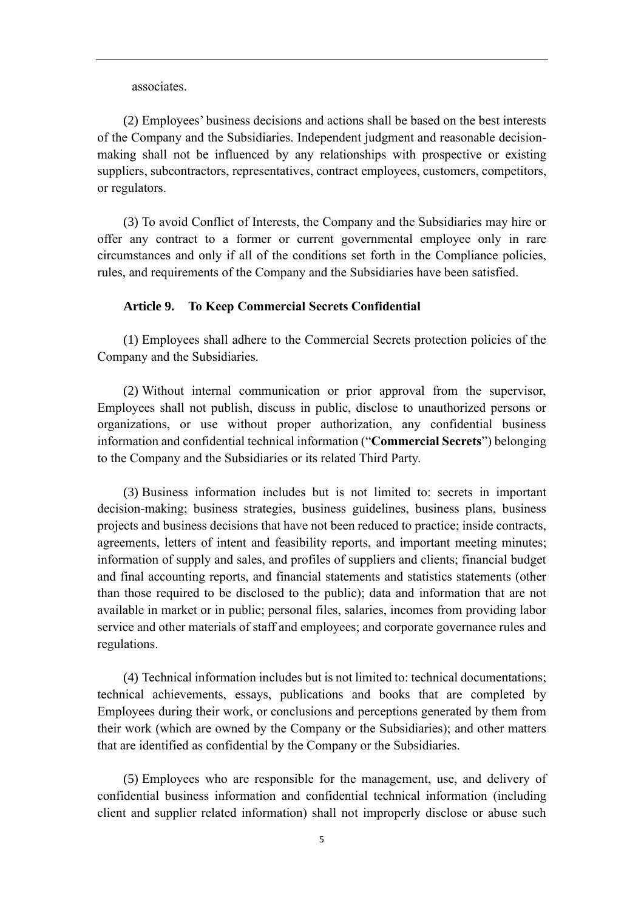associates.

(2) Employees' business decisions and actions shall be based on the best interests of the Company and the Subsidiaries. Independent judgment and reasonable decision-making shall not be influenced by any relationships with prospective or existing suppliers, subcontractors, representatives, contract employees, customers, competitors, or regulators.

(3) To avoid Conflict of Interests, the Company and the Subsidiaries may hire or offer any contract to a former or current governmental employee only in rare circumstances and only if all of the conditions set forth in the Compliance policies, rules, and requirements of the Company and the Subsidiaries have been satisfied.

**Article 9. To Keep Commercial Secrets Confidential**

(1) Employees shall adhere to the Commercial Secrets protection policies of the Company and the Subsidiaries.

(2) Without internal communication or prior approval from the supervisor, Employees shall not publish, discuss in public, disclose to unauthorized persons or organizations, or use without proper authorization, any confidential business information and confidential technical information ("**Commercial Secrets**") belonging to the Company and the Subsidiaries or its related Third Party.

(3) Business information includes but is not limited to: secrets in important decision-making; business strategies, business guidelines, business plans, business projects and business decisions that have not been reduced to practice; inside contracts, agreements, letters of intent and feasibility reports, and important meeting minutes; information of supply and sales, and profiles of suppliers and clients; financial budget and final accounting reports, and financial statements and statistics statements (other than those required to be disclosed to the public); data and information that are not available in market or in public; personal files, salaries, incomes from providing labor service and other materials of staff and employees; and corporate governance rules and regulations.

(4) Technical information includes but is not limited to: technical documentations; technical achievements, essays, publications and books that are completed by Employees during their work, or conclusions and perceptions generated by them from their work (which are owned by the Company or the Subsidiaries); and other matters that are identified as confidential by the Company or the Subsidiaries.

(5) Employees who are responsible for the management, use, and delivery of confidential business information and confidential technical information (including client and supplier related information) shall not improperly disclose or abuse such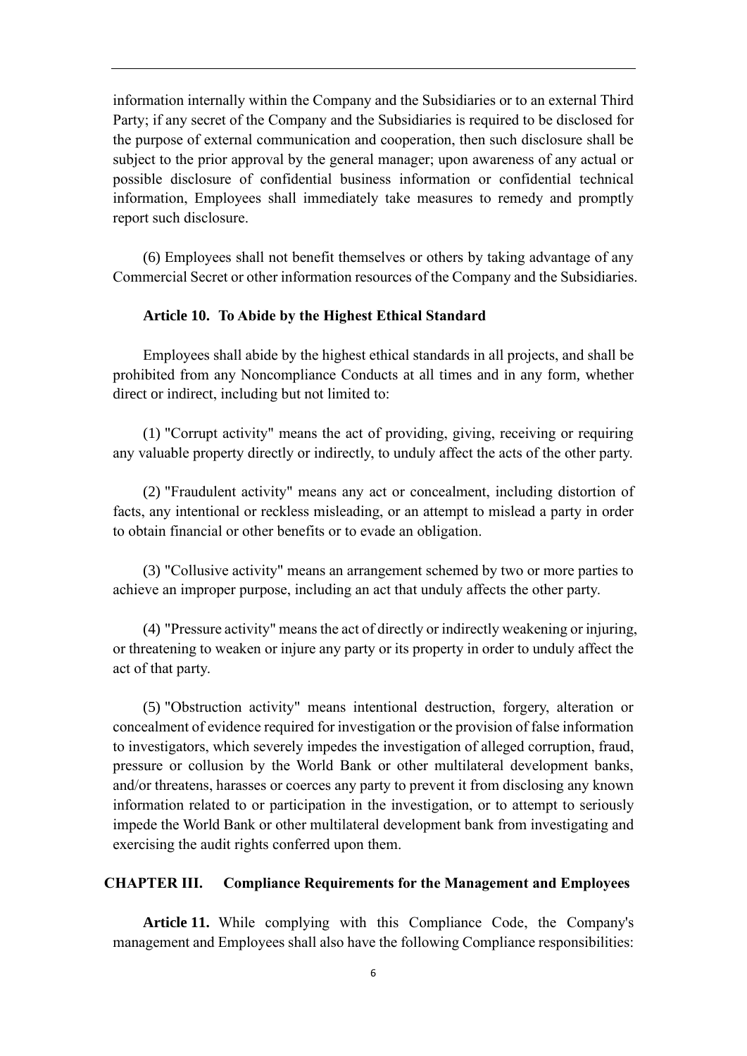information internally within the Company and the Subsidiaries or to an external Third Party; if any secret of the Company and the Subsidiaries is required to be disclosed for the purpose of external communication and cooperation, then such disclosure shall be subject to the prior approval by the general manager; upon awareness of any actual or possible disclosure of confidential business information or confidential technical information, Employees shall immediately take measures to remedy and promptly report such disclosure.

(6) Employees shall not benefit themselves or others by taking advantage of any Commercial Secret or other information resources of the Company and the Subsidiaries.

### Article 10. To Abide by the Highest Ethical Standard

Employees shall abide by the highest ethical standards in all projects, and shall be prohibited from any Noncompliance Conducts at all times and in any form, whether direct or indirect, including but not limited to:

(1) "Corrupt activity" means the act of providing, giving, receiving or requiring any valuable property directly or indirectly, to unduly affect the acts of the other party.

(2) "Fraudulent activity" means any act or concealment, including distortion of facts, any intentional or reckless misleading, or an attempt to mislead a party in order to obtain financial or other benefits or to evade an obligation.

(3) "Collusive activity" means an arrangement schemed by two or more parties to achieve an improper purpose, including an act that unduly affects the other party.

(4) "Pressure activity" means the act of directly or indirectly weakening or injuring, or threatening to weaken or injure any party or its property in order to unduly affect the act of that party.

(5) "Obstruction activity" means intentional destruction, forgery, alteration or concealment of evidence required for investigation or the provision of false information to investigators, which severely impedes the investigation of alleged corruption, fraud, pressure or collusion by the World Bank or other multilateral development banks, and/or threatens, harasses or coerces any party to prevent it from disclosing any known information related to or participation in the investigation, or to attempt to seriously impede the World Bank or other multilateral development bank from investigating and exercising the audit rights conferred upon them.

## CHAPTER III. Compliance Requirements for the Management and Employees

**Article 11.** While complying with this Compliance Code, the Company's management and Employees shall also have the following Compliance responsibilities: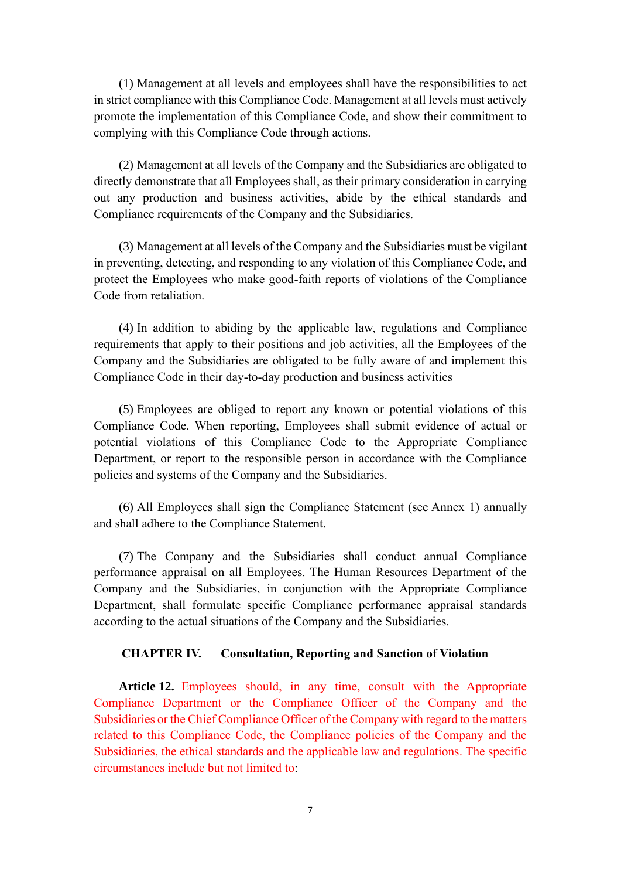(1) Management at all levels and employees shall have the responsibilities to act in strict compliance with this Compliance Code. Management at all levels must actively promote the implementation of this Compliance Code, and show their commitment to complying with this Compliance Code through actions.

(2) Management at all levels of the Company and the Subsidiaries are obligated to directly demonstrate that all Employees shall, as their primary consideration in carrying out any production and business activities, abide by the ethical standards and Compliance requirements of the Company and the Subsidiaries.

(3) Management at all levels of the Company and the Subsidiaries must be vigilant in preventing, detecting, and responding to any violation of this Compliance Code, and protect the Employees who make good-faith reports of violations of the Compliance Code from retaliation.

(4) In addition to abiding by the applicable law, regulations and Compliance requirements that apply to their positions and job activities, all the Employees of the Company and the Subsidiaries are obligated to be fully aware of and implement this Compliance Code in their day-to-day production and business activities

(5) Employees are obliged to report any known or potential violations of this Compliance Code. When reporting, Employees shall submit evidence of actual or potential violations of this Compliance Code to the Appropriate Compliance Department, or report to the responsible person in accordance with the Compliance policies and systems of the Company and the Subsidiaries.

(6) All Employees shall sign the Compliance Statement (see Annex 1) annually and shall adhere to the Compliance Statement.

(7) The Company and the Subsidiaries shall conduct annual Compliance performance appraisal on all Employees. The Human Resources Department of the Company and the Subsidiaries, in conjunction with the Appropriate Compliance Department, shall formulate specific Compliance performance appraisal standards according to the actual situations of the Company and the Subsidiaries.

## CHAPTER IV. Consultation, Reporting and Sanction of Violation

**Article 12.** Employees should, in any time, consult with the Appropriate Compliance Department or the Compliance Officer of the Company and the Subsidiaries or the Chief Compliance Officer of the Company with regard to the matters related to this Compliance Code, the Compliance policies of the Company and the Subsidiaries, the ethical standards and the applicable law and regulations. The specific circumstances include but not limited to: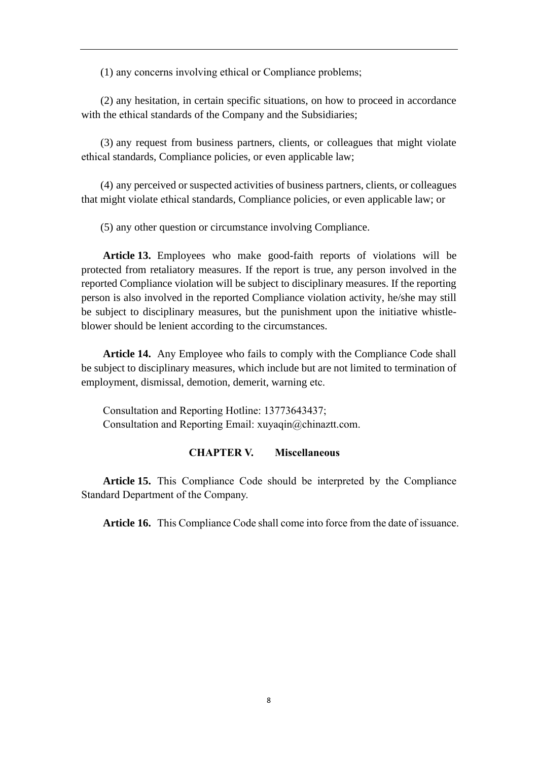(1) any concerns involving ethical or Compliance problems;

(2) any hesitation, in certain specific situations, on how to proceed in accordance with the ethical standards of the Company and the Subsidiaries;

(3) any request from business partners, clients, or colleagues that might violate ethical standards, Compliance policies, or even applicable law;

(4) any perceived or suspected activities of business partners, clients, or colleagues that might violate ethical standards, Compliance policies, or even applicable law; or

(5) any other question or circumstance involving Compliance.

**Article 13.** Employees who make good-faith reports of violations will be protected from retaliatory measures. If the report is true, any person involved in the reported Compliance violation will be subject to disciplinary measures. If the reporting person is also involved in the reported Compliance violation activity, he/she may still be subject to disciplinary measures, but the punishment upon the initiative whistle-blower should be lenient according to the circumstances.

**Article 14.** Any Employee who fails to comply with the Compliance Code shall be subject to disciplinary measures, which include but are not limited to termination of employment, dismissal, demotion, demerit, warning etc.

Consultation and Reporting Hotline: 13773643437;
Consultation and Reporting Email: xuyaqin@chinaztt.com.

## CHAPTER V. Miscellaneous

**Article 15.** This Compliance Code should be interpreted by the Compliance Standard Department of the Company.

**Article 16.** This Compliance Code shall come into force from the date of issuance.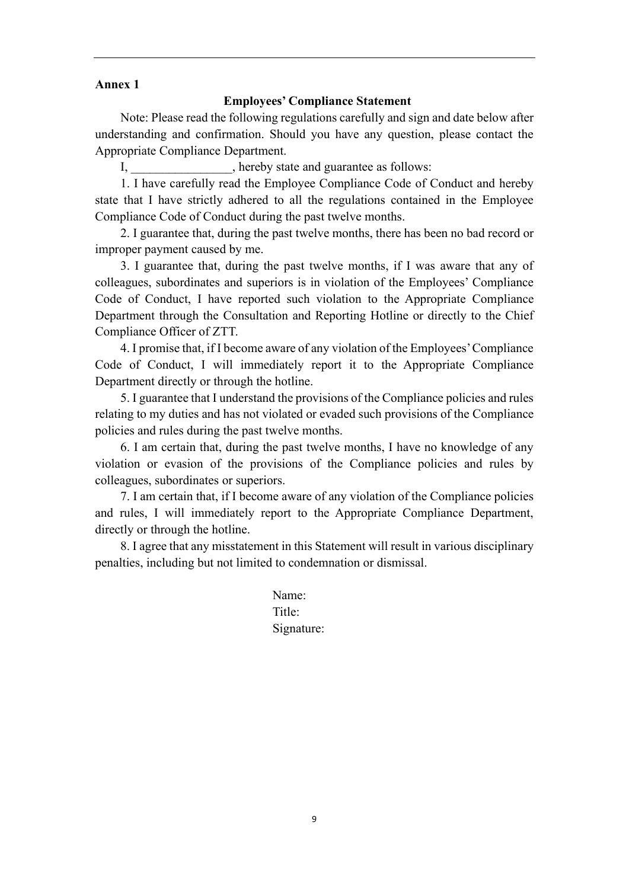**Annex 1**

**Employees' Compliance Statement**

Note: Please read the following regulations carefully and sign and date below after understanding and confirmation. Should you have any question, please contact the Appropriate Compliance Department.

I, ________________, hereby state and guarantee as follows:

1. I have carefully read the Employee Compliance Code of Conduct and hereby state that I have strictly adhered to all the regulations contained in the Employee Compliance Code of Conduct during the past twelve months.

2. I guarantee that, during the past twelve months, there has been no bad record or improper payment caused by me.

3. I guarantee that, during the past twelve months, if I was aware that any of colleagues, subordinates and superiors is in violation of the Employees' Compliance Code of Conduct, I have reported such violation to the Appropriate Compliance Department through the Consultation and Reporting Hotline or directly to the Chief Compliance Officer of ZTT.

4. I promise that, if I become aware of any violation of the Employees' Compliance Code of Conduct, I will immediately report it to the Appropriate Compliance Department directly or through the hotline.

5. I guarantee that I understand the provisions of the Compliance policies and rules relating to my duties and has not violated or evaded such provisions of the Compliance policies and rules during the past twelve months.

6. I am certain that, during the past twelve months, I have no knowledge of any violation or evasion of the provisions of the Compliance policies and rules by colleagues, subordinates or superiors.

7. I am certain that, if I become aware of any violation of the Compliance policies and rules, I will immediately report to the Appropriate Compliance Department, directly or through the hotline.

8. I agree that any misstatement in this Statement will result in various disciplinary penalties, including but not limited to condemnation or dismissal.

Name:
Title:
Signature: